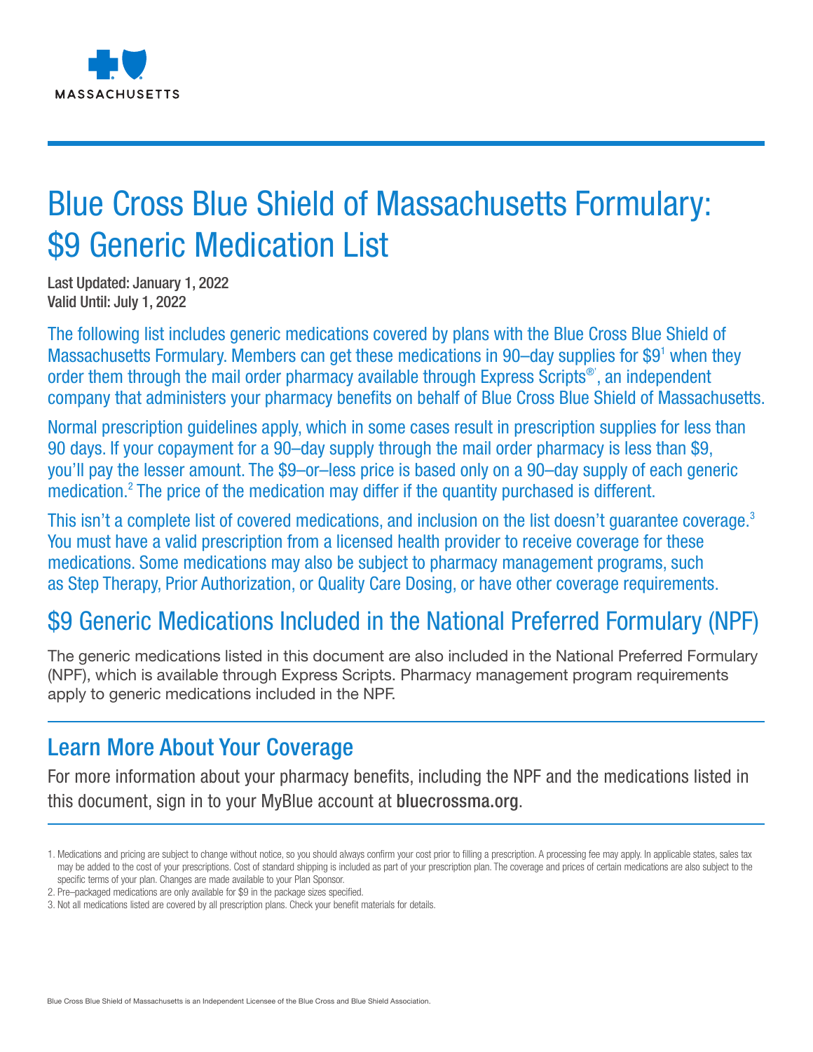MASSACHUSETTS

# Blue Cross Blue Shield of Massachusetts Formulary: $9 Generic Medication List

**Last Updated: January 1, 2022**
**Valid Until: July 1, 2022**

The following list includes generic medications covered by plans with the Blue Cross Blue Shield of Massachusetts Formulary. Members can get these medications in 90–day supplies for $9[1] when they order them through the mail order pharmacy available through Express Scripts®', an independent company that administers your pharmacy benefits on behalf of Blue Cross Blue Shield of Massachusetts.

Normal prescription guidelines apply, which in some cases result in prescription supplies for less than 90 days. If your copayment for a 90–day supply through the mail order pharmacy is less than $9, you'll pay the lesser amount. The $9–or–less price is based only on a 90–day supply of each generic medication.[2] The price of the medication may differ if the quantity purchased is different.

This isn't a complete list of covered medications, and inclusion on the list doesn't guarantee coverage.[3] You must have a valid prescription from a licensed health provider to receive coverage for these medications. Some medications may also be subject to pharmacy management programs, such as Step Therapy, Prior Authorization, or Quality Care Dosing, or have other coverage requirements.

## $9 Generic Medications Included in the National Preferred Formulary (NPF)

The generic medications listed in this document are also included in the National Preferred Formulary (NPF), which is available through Express Scripts. Pharmacy management program requirements apply to generic medications included in the NPF.

## Learn More About Your Coverage

For more information about your pharmacy benefits, including the NPF and the medications listed in this document, sign in to your MyBlue account at **bluecrossma.org**.

1. Medications and pricing are subject to change without notice, so you should always confirm your cost prior to filling a prescription. A processing fee may apply. In applicable states, sales tax may be added to the cost of your prescriptions. Cost of standard shipping is included as part of your prescription plan. The coverage and prices of certain medications are also subject to the specific terms of your plan. Changes are made available to your Plan Sponsor.
2. Pre–packaged medications are only available for $9 in the package sizes specified.
3. Not all medications listed are covered by all prescription plans. Check your benefit materials for details.

Blue Cross Blue Shield of Massachusetts is an Independent Licensee of the Blue Cross and Blue Shield Association.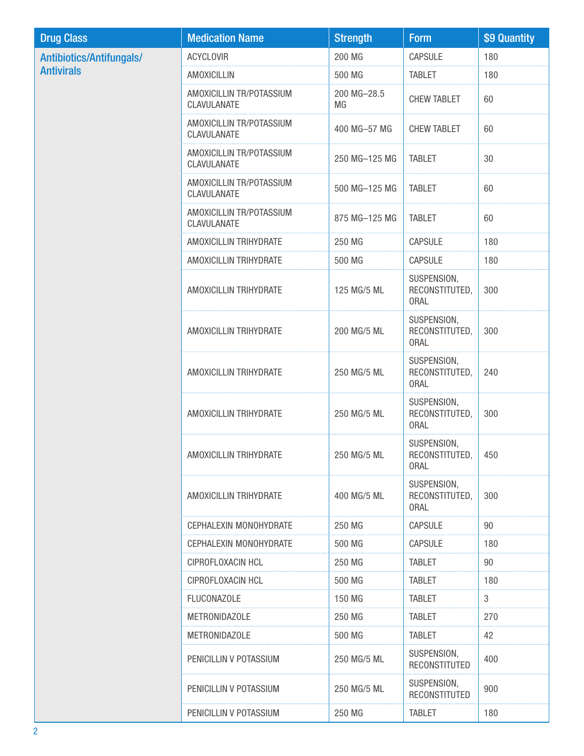| Drug Class | Medication Name | Strength | Form | $9 Quantity |
|---|---|---|---|---|
| Antibiotics/Antifungals/ Antivirals | ACYCLOVIR | 200 MG | CAPSULE | 180 |
| | AMOXICILLIN | 500 MG | TABLET | 180 |
| | AMOXICILLIN TR/POTASSIUM CLAVULANATE | 200 MG–28.5 MG | CHEW TABLET | 60 |
| | AMOXICILLIN TR/POTASSIUM CLAVULANATE | 400 MG–57 MG | CHEW TABLET | 60 |
| | AMOXICILLIN TR/POTASSIUM CLAVULANATE | 250 MG–125 MG | TABLET | 30 |
| | AMOXICILLIN TR/POTASSIUM CLAVULANATE | 500 MG–125 MG | TABLET | 60 |
| | AMOXICILLIN TR/POTASSIUM CLAVULANATE | 875 MG–125 MG | TABLET | 60 |
| | AMOXICILLIN TRIHYDRATE | 250 MG | CAPSULE | 180 |
| | AMOXICILLIN TRIHYDRATE | 500 MG | CAPSULE | 180 |
| | AMOXICILLIN TRIHYDRATE | 125 MG/5 ML | SUSPENSION, RECONSTITUTED, ORAL | 300 |
| | AMOXICILLIN TRIHYDRATE | 200 MG/5 ML | SUSPENSION, RECONSTITUTED, ORAL | 300 |
| | AMOXICILLIN TRIHYDRATE | 250 MG/5 ML | SUSPENSION, RECONSTITUTED, ORAL | 240 |
| | AMOXICILLIN TRIHYDRATE | 250 MG/5 ML | SUSPENSION, RECONSTITUTED, ORAL | 300 |
| | AMOXICILLIN TRIHYDRATE | 250 MG/5 ML | SUSPENSION, RECONSTITUTED, ORAL | 450 |
| | AMOXICILLIN TRIHYDRATE | 400 MG/5 ML | SUSPENSION, RECONSTITUTED, ORAL | 300 |
| | CEPHALEXIN MONOHYDRATE | 250 MG | CAPSULE | 90 |
| | CEPHALEXIN MONOHYDRATE | 500 MG | CAPSULE | 180 |
| | CIPROFLOXACIN HCL | 250 MG | TABLET | 90 |
| | CIPROFLOXACIN HCL | 500 MG | TABLET | 180 |
| | FLUCONAZOLE | 150 MG | TABLET | 3 |
| | METRONIDAZOLE | 250 MG | TABLET | 270 |
| | METRONIDAZOLE | 500 MG | TABLET | 42 |
| | PENICILLIN V POTASSIUM | 250 MG/5 ML | SUSPENSION, RECONSTITUTED | 400 |
| | PENICILLIN V POTASSIUM | 250 MG/5 ML | SUSPENSION, RECONSTITUTED | 900 |
| | PENICILLIN V POTASSIUM | 250 MG | TABLET | 180 |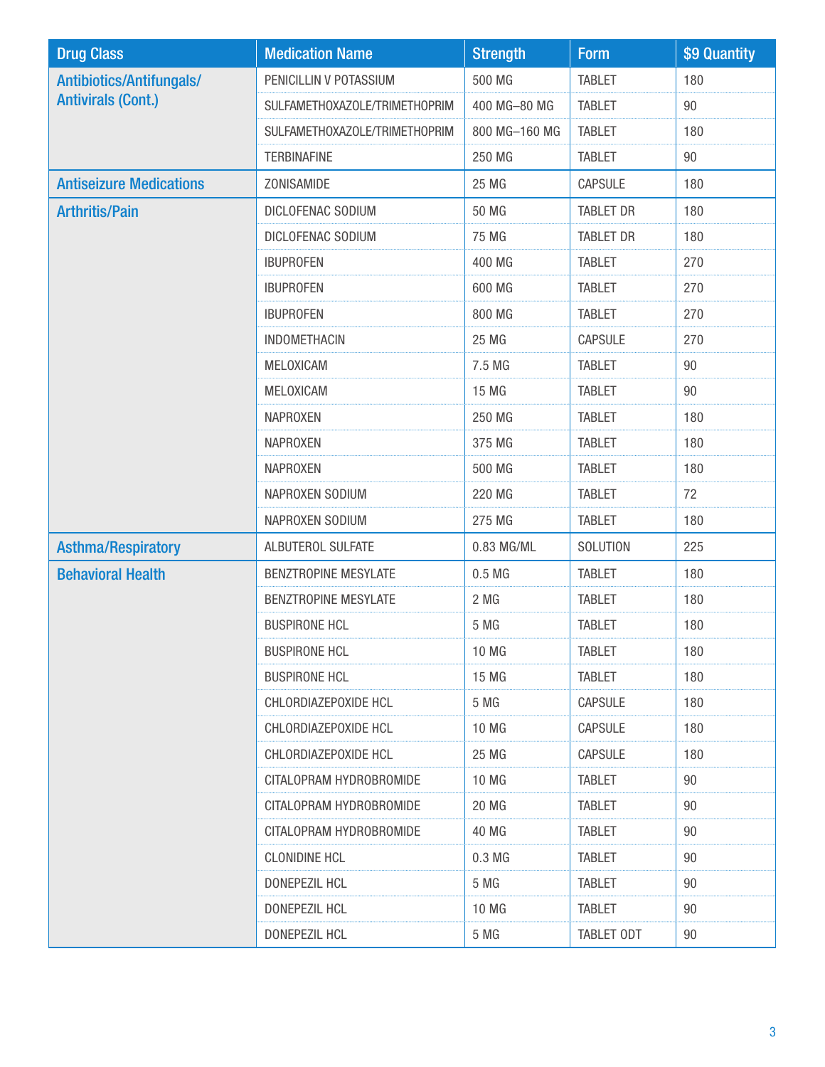| Drug Class | Medication Name | Strength | Form | $9 Quantity |
|---|---|---|---|---|
| Antibiotics/Antifungals/Antivirals (Cont.) | PENICILLIN V POTASSIUM | 500 MG | TABLET | 180 |
| | SULFAMETHOXAZOLE/TRIMETHOPRIM | 400 MG–80 MG | TABLET | 90 |
| | SULFAMETHOXAZOLE/TRIMETHOPRIM | 800 MG–160 MG | TABLET | 180 |
| | TERBINAFINE | 250 MG | TABLET | 90 |
| Antiseizure Medications | ZONISAMIDE | 25 MG | CAPSULE | 180 |
| Arthritis/Pain | DICLOFENAC SODIUM | 50 MG | TABLET DR | 180 |
| | DICLOFENAC SODIUM | 75 MG | TABLET DR | 180 |
| | IBUPROFEN | 400 MG | TABLET | 270 |
| | IBUPROFEN | 600 MG | TABLET | 270 |
| | IBUPROFEN | 800 MG | TABLET | 270 |
| | INDOMETHACIN | 25 MG | CAPSULE | 270 |
| | MELOXICAM | 7.5 MG | TABLET | 90 |
| | MELOXICAM | 15 MG | TABLET | 90 |
| | NAPROXEN | 250 MG | TABLET | 180 |
| | NAPROXEN | 375 MG | TABLET | 180 |
| | NAPROXEN | 500 MG | TABLET | 180 |
| | NAPROXEN SODIUM | 220 MG | TABLET | 72 |
| | NAPROXEN SODIUM | 275 MG | TABLET | 180 |
| Asthma/Respiratory | ALBUTEROL SULFATE | 0.83 MG/ML | SOLUTION | 225 |
| Behavioral Health | BENZTROPINE MESYLATE | 0.5 MG | TABLET | 180 |
| | BENZTROPINE MESYLATE | 2 MG | TABLET | 180 |
| | BUSPIRONE HCL | 5 MG | TABLET | 180 |
| | BUSPIRONE HCL | 10 MG | TABLET | 180 |
| | BUSPIRONE HCL | 15 MG | TABLET | 180 |
| | CHLORDIAZEPOXIDE HCL | 5 MG | CAPSULE | 180 |
| | CHLORDIAZEPOXIDE HCL | 10 MG | CAPSULE | 180 |
| | CHLORDIAZEPOXIDE HCL | 25 MG | CAPSULE | 180 |
| | CITALOPRAM HYDROBROMIDE | 10 MG | TABLET | 90 |
| | CITALOPRAM HYDROBROMIDE | 20 MG | TABLET | 90 |
| | CITALOPRAM HYDROBROMIDE | 40 MG | TABLET | 90 |
| | CLONIDINE HCL | 0.3 MG | TABLET | 90 |
| | DONEPEZIL HCL | 5 MG | TABLET | 90 |
| | DONEPEZIL HCL | 10 MG | TABLET | 90 |
| | DONEPEZIL HCL | 5 MG | TABLET ODT | 90 |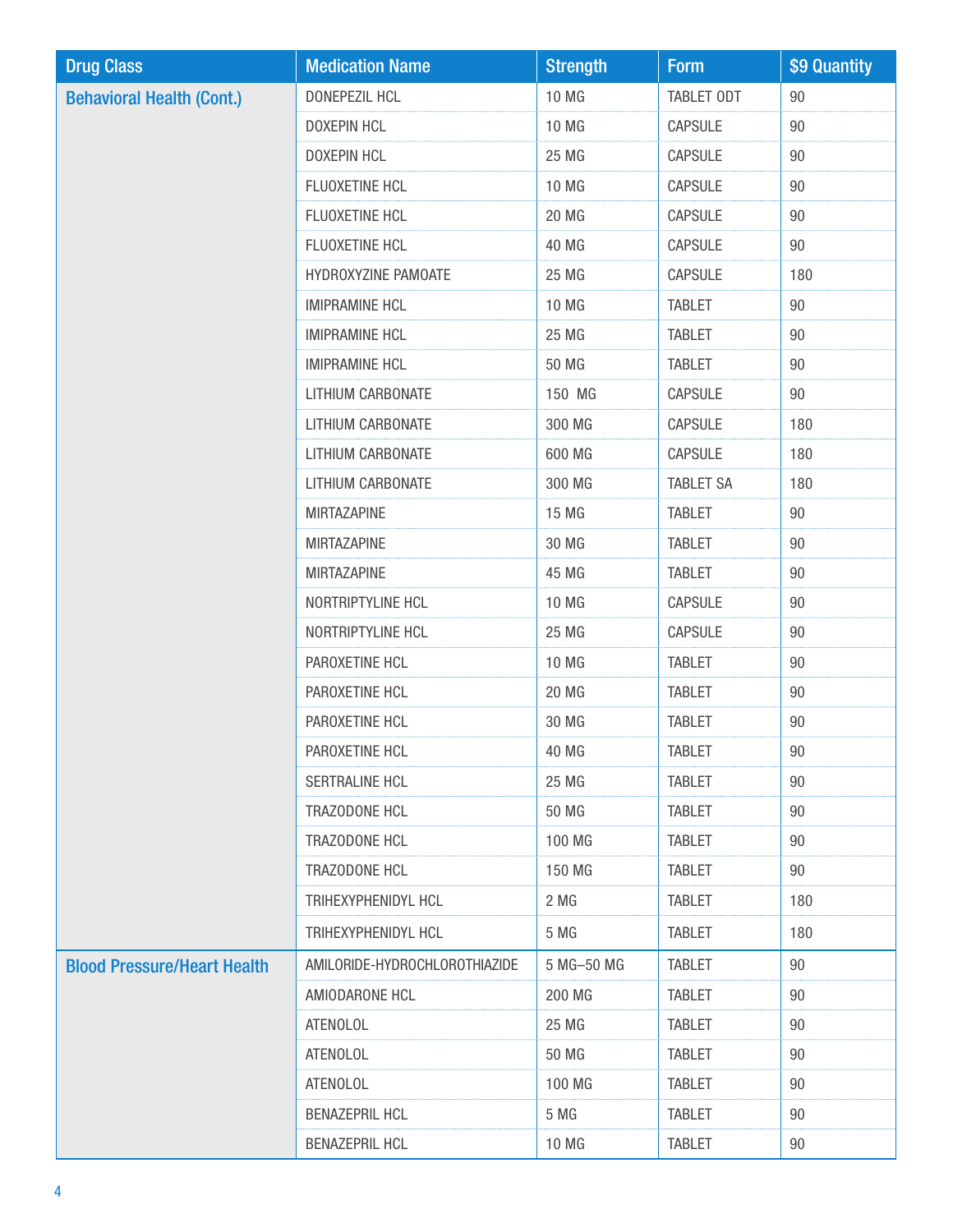| Drug Class | Medication Name | Strength | Form | $9 Quantity |
|---|---|---|---|---|
| Behavioral Health (Cont.) | DONEPEZIL HCL | 10 MG | TABLET ODT | 90 |
| | DOXEPIN HCL | 10 MG | CAPSULE | 90 |
| | DOXEPIN HCL | 25 MG | CAPSULE | 90 |
| | FLUOXETINE HCL | 10 MG | CAPSULE | 90 |
| | FLUOXETINE HCL | 20 MG | CAPSULE | 90 |
| | FLUOXETINE HCL | 40 MG | CAPSULE | 90 |
| | HYDROXYZINE PAMOATE | 25 MG | CAPSULE | 180 |
| | IMIPRAMINE HCL | 10 MG | TABLET | 90 |
| | IMIPRAMINE HCL | 25 MG | TABLET | 90 |
| | IMIPRAMINE HCL | 50 MG | TABLET | 90 |
| | LITHIUM CARBONATE | 150 MG | CAPSULE | 90 |
| | LITHIUM CARBONATE | 300 MG | CAPSULE | 180 |
| | LITHIUM CARBONATE | 600 MG | CAPSULE | 180 |
| | LITHIUM CARBONATE | 300 MG | TABLET SA | 180 |
| | MIRTAZAPINE | 15 MG | TABLET | 90 |
| | MIRTAZAPINE | 30 MG | TABLET | 90 |
| | MIRTAZAPINE | 45 MG | TABLET | 90 |
| | NORTRIPTYLINE HCL | 10 MG | CAPSULE | 90 |
| | NORTRIPTYLINE HCL | 25 MG | CAPSULE | 90 |
| | PAROXETINE HCL | 10 MG | TABLET | 90 |
| | PAROXETINE HCL | 20 MG | TABLET | 90 |
| | PAROXETINE HCL | 30 MG | TABLET | 90 |
| | PAROXETINE HCL | 40 MG | TABLET | 90 |
| | SERTRALINE HCL | 25 MG | TABLET | 90 |
| | TRAZODONE HCL | 50 MG | TABLET | 90 |
| | TRAZODONE HCL | 100 MG | TABLET | 90 |
| | TRAZODONE HCL | 150 MG | TABLET | 90 |
| | TRIHEXYPHENIDYL HCL | 2 MG | TABLET | 180 |
| | TRIHEXYPHENIDYL HCL | 5 MG | TABLET | 180 |
| Blood Pressure/Heart Health | AMILORIDE-HYDROCHLOROTHIAZIDE | 5 MG–50 MG | TABLET | 90 |
| | AMIODARONE HCL | 200 MG | TABLET | 90 |
| | ATENOLOL | 25 MG | TABLET | 90 |
| | ATENOLOL | 50 MG | TABLET | 90 |
| | ATENOLOL | 100 MG | TABLET | 90 |
| | BENAZEPRIL HCL | 5 MG | TABLET | 90 |
| | BENAZEPRIL HCL | 10 MG | TABLET | 90 |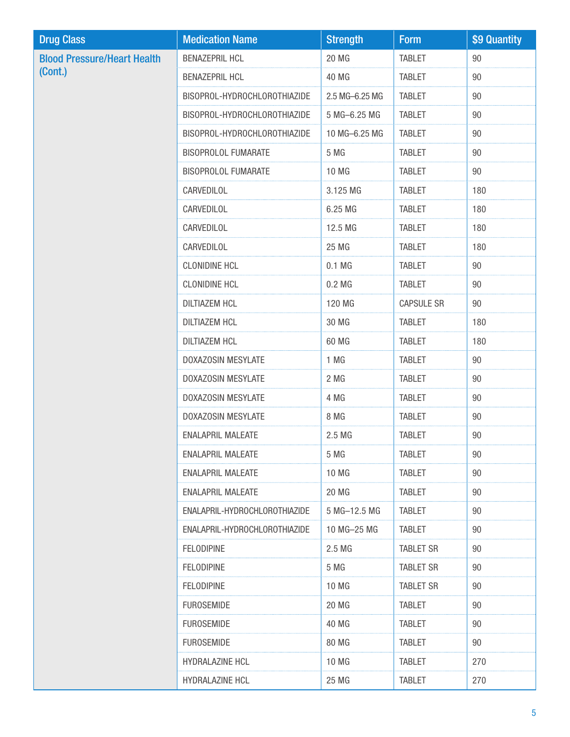| Drug Class | Medication Name | Strength | Form | $9 Quantity |
|---|---|---|---|---|
| Blood Pressure/Heart Health (Cont.) | BENAZEPRIL HCL | 20 MG | TABLET | 90 |
| | BENAZEPRIL HCL | 40 MG | TABLET | 90 |
| | BISOPROL-HYDROCHLOROTHIAZIDE | 2.5 MG–6.25 MG | TABLET | 90 |
| | BISOPROL-HYDROCHLOROTHIAZIDE | 5 MG–6.25 MG | TABLET | 90 |
| | BISOPROL-HYDROCHLOROTHIAZIDE | 10 MG–6.25 MG | TABLET | 90 |
| | BISOPROLOL FUMARATE | 5 MG | TABLET | 90 |
| | BISOPROLOL FUMARATE | 10 MG | TABLET | 90 |
| | CARVEDILOL | 3.125 MG | TABLET | 180 |
| | CARVEDILOL | 6.25 MG | TABLET | 180 |
| | CARVEDILOL | 12.5 MG | TABLET | 180 |
| | CARVEDILOL | 25 MG | TABLET | 180 |
| | CLONIDINE HCL | 0.1 MG | TABLET | 90 |
| | CLONIDINE HCL | 0.2 MG | TABLET | 90 |
| | DILTIAZEM HCL | 120 MG | CAPSULE SR | 90 |
| | DILTIAZEM HCL | 30 MG | TABLET | 180 |
| | DILTIAZEM HCL | 60 MG | TABLET | 180 |
| | DOXAZOSIN MESYLATE | 1 MG | TABLET | 90 |
| | DOXAZOSIN MESYLATE | 2 MG | TABLET | 90 |
| | DOXAZOSIN MESYLATE | 4 MG | TABLET | 90 |
| | DOXAZOSIN MESYLATE | 8 MG | TABLET | 90 |
| | ENALAPRIL MALEATE | 2.5 MG | TABLET | 90 |
| | ENALAPRIL MALEATE | 5 MG | TABLET | 90 |
| | ENALAPRIL MALEATE | 10 MG | TABLET | 90 |
| | ENALAPRIL MALEATE | 20 MG | TABLET | 90 |
| | ENALAPRIL-HYDROCHLOROTHIAZIDE | 5 MG–12.5 MG | TABLET | 90 |
| | ENALAPRIL-HYDROCHLOROTHIAZIDE | 10 MG–25 MG | TABLET | 90 |
| | FELODIPINE | 2.5 MG | TABLET SR | 90 |
| | FELODIPINE | 5 MG | TABLET SR | 90 |
| | FELODIPINE | 10 MG | TABLET SR | 90 |
| | FUROSEMIDE | 20 MG | TABLET | 90 |
| | FUROSEMIDE | 40 MG | TABLET | 90 |
| | FUROSEMIDE | 80 MG | TABLET | 90 |
| | HYDRALAZINE HCL | 10 MG | TABLET | 270 |
| | HYDRALAZINE HCL | 25 MG | TABLET | 270 |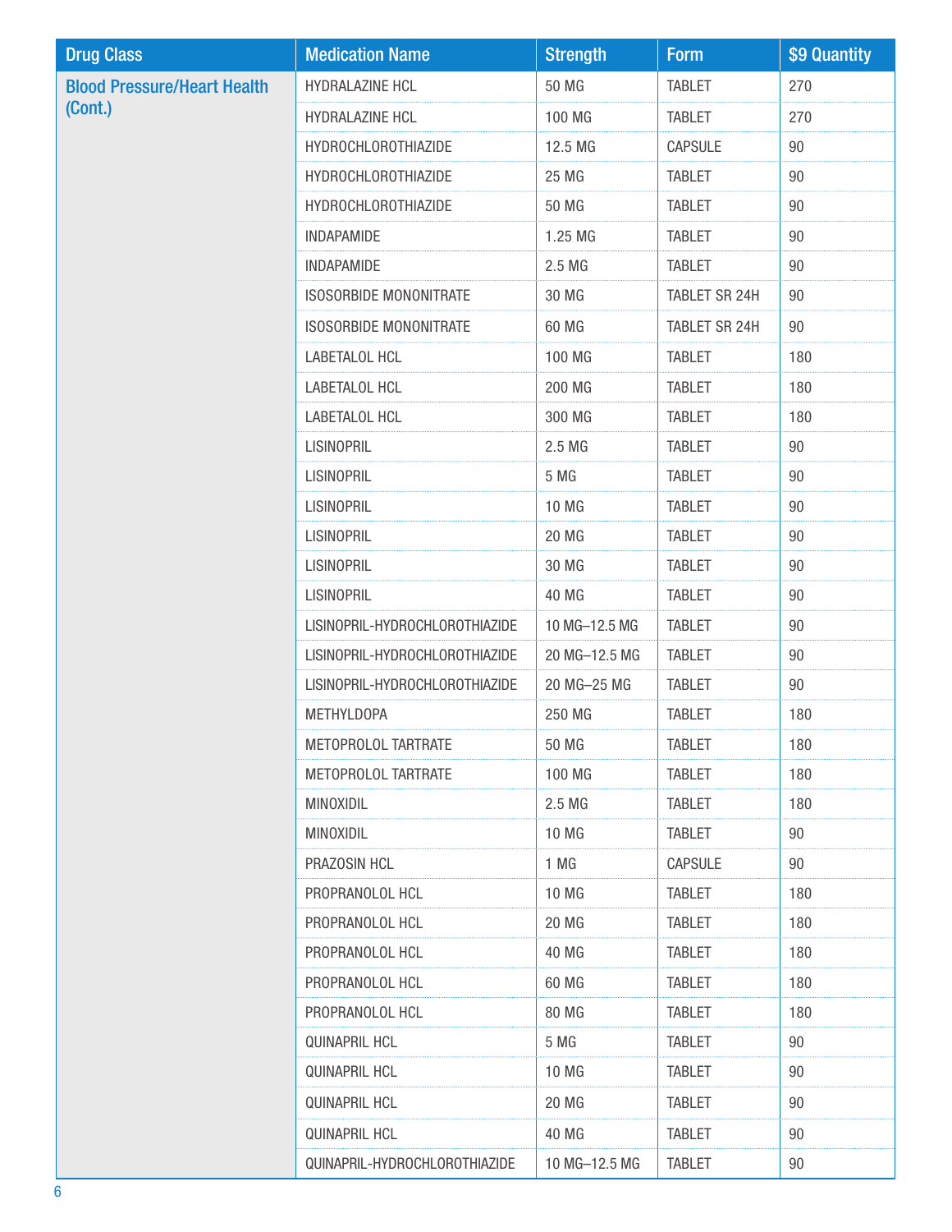| Drug Class | Medication Name | Strength | Form | $9 Quantity |
|---|---|---|---|---|
| Blood Pressure/Heart Health (Cont.) | HYDRALAZINE HCL | 50 MG | TABLET | 270 |
| | HYDRALAZINE HCL | 100 MG | TABLET | 270 |
| | HYDROCHLOROTHIAZIDE | 12.5 MG | CAPSULE | 90 |
| | HYDROCHLOROTHIAZIDE | 25 MG | TABLET | 90 |
| | HYDROCHLOROTHIAZIDE | 50 MG | TABLET | 90 |
| | INDAPAMIDE | 1.25 MG | TABLET | 90 |
| | INDAPAMIDE | 2.5 MG | TABLET | 90 |
| | ISOSORBIDE MONONITRATE | 30 MG | TABLET SR 24H | 90 |
| | ISOSORBIDE MONONITRATE | 60 MG | TABLET SR 24H | 90 |
| | LABETALOL HCL | 100 MG | TABLET | 180 |
| | LABETALOL HCL | 200 MG | TABLET | 180 |
| | LABETALOL HCL | 300 MG | TABLET | 180 |
| | LISINOPRIL | 2.5 MG | TABLET | 90 |
| | LISINOPRIL | 5 MG | TABLET | 90 |
| | LISINOPRIL | 10 MG | TABLET | 90 |
| | LISINOPRIL | 20 MG | TABLET | 90 |
| | LISINOPRIL | 30 MG | TABLET | 90 |
| | LISINOPRIL | 40 MG | TABLET | 90 |
| | LISINOPRIL-HYDROCHLOROTHIAZIDE | 10 MG–12.5 MG | TABLET | 90 |
| | LISINOPRIL-HYDROCHLOROTHIAZIDE | 20 MG–12.5 MG | TABLET | 90 |
| | LISINOPRIL-HYDROCHLOROTHIAZIDE | 20 MG–25 MG | TABLET | 90 |
| | METHYLDOPA | 250 MG | TABLET | 180 |
| | METOPROLOL TARTRATE | 50 MG | TABLET | 180 |
| | METOPROLOL TARTRATE | 100 MG | TABLET | 180 |
| | MINOXIDIL | 2.5 MG | TABLET | 180 |
| | MINOXIDIL | 10 MG | TABLET | 90 |
| | PRAZOSIN HCL | 1 MG | CAPSULE | 90 |
| | PROPRANOLOL HCL | 10 MG | TABLET | 180 |
| | PROPRANOLOL HCL | 20 MG | TABLET | 180 |
| | PROPRANOLOL HCL | 40 MG | TABLET | 180 |
| | PROPRANOLOL HCL | 60 MG | TABLET | 180 |
| | PROPRANOLOL HCL | 80 MG | TABLET | 180 |
| | QUINAPRIL HCL | 5 MG | TABLET | 90 |
| | QUINAPRIL HCL | 10 MG | TABLET | 90 |
| | QUINAPRIL HCL | 20 MG | TABLET | 90 |
| | QUINAPRIL HCL | 40 MG | TABLET | 90 |
| | QUINAPRIL-HYDROCHLOROTHIAZIDE | 10 MG–12.5 MG | TABLET | 90 |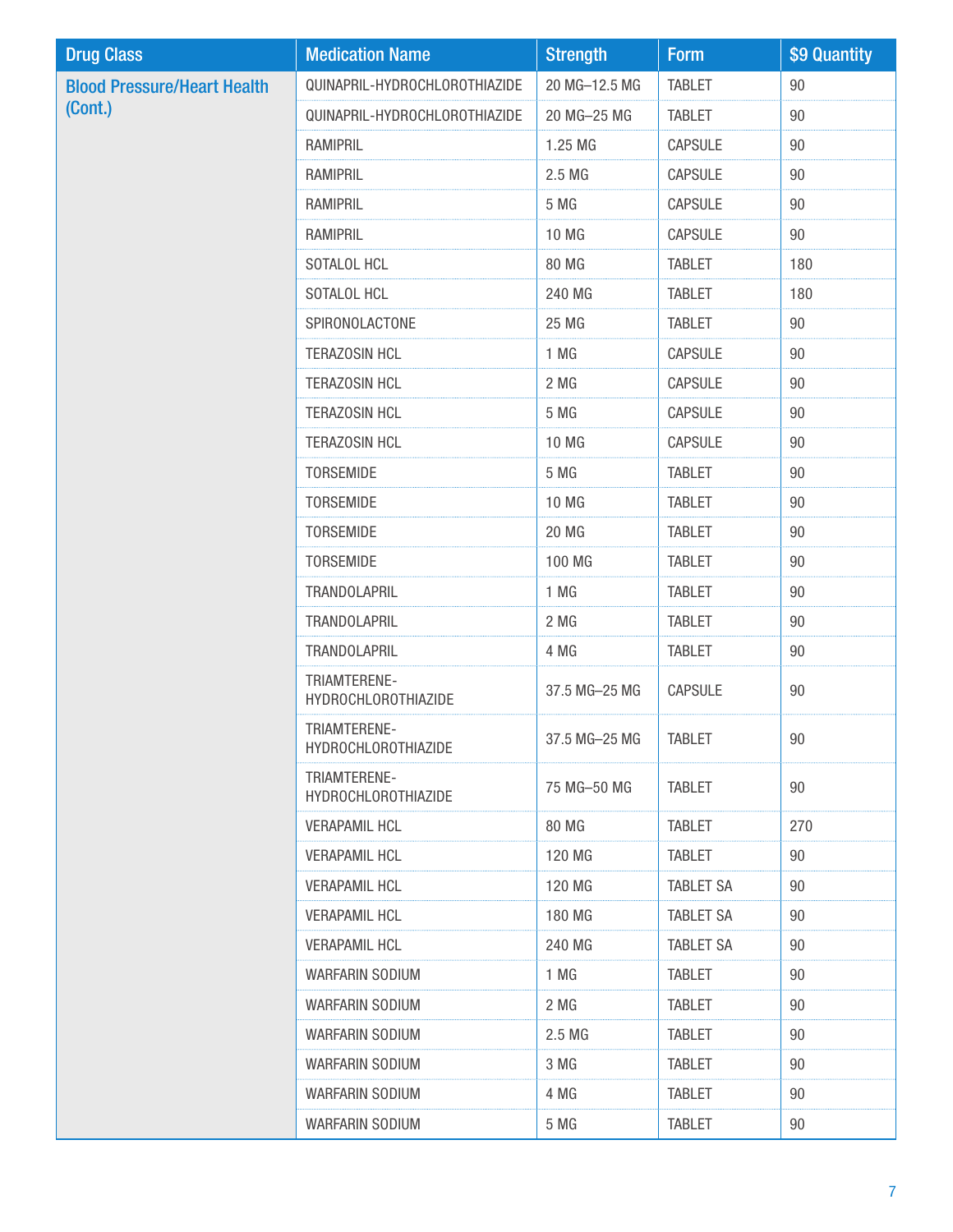| Drug Class | Medication Name | Strength | Form | $9 Quantity |
|---|---|---|---|---|
| Blood Pressure/Heart Health (Cont.) | QUINAPRIL-HYDROCHLOROTHIAZIDE | 20 MG–12.5 MG | TABLET | 90 |
| | QUINAPRIL-HYDROCHLOROTHIAZIDE | 20 MG–25 MG | TABLET | 90 |
| | RAMIPRIL | 1.25 MG | CAPSULE | 90 |
| | RAMIPRIL | 2.5 MG | CAPSULE | 90 |
| | RAMIPRIL | 5 MG | CAPSULE | 90 |
| | RAMIPRIL | 10 MG | CAPSULE | 90 |
| | SOTALOL HCL | 80 MG | TABLET | 180 |
| | SOTALOL HCL | 240 MG | TABLET | 180 |
| | SPIRONOLACTONE | 25 MG | TABLET | 90 |
| | TERAZOSIN HCL | 1 MG | CAPSULE | 90 |
| | TERAZOSIN HCL | 2 MG | CAPSULE | 90 |
| | TERAZOSIN HCL | 5 MG | CAPSULE | 90 |
| | TERAZOSIN HCL | 10 MG | CAPSULE | 90 |
| | TORSEMIDE | 5 MG | TABLET | 90 |
| | TORSEMIDE | 10 MG | TABLET | 90 |
| | TORSEMIDE | 20 MG | TABLET | 90 |
| | TORSEMIDE | 100 MG | TABLET | 90 |
| | TRANDOLAPRIL | 1 MG | TABLET | 90 |
| | TRANDOLAPRIL | 2 MG | TABLET | 90 |
| | TRANDOLAPRIL | 4 MG | TABLET | 90 |
| | TRIAMTERENE-HYDROCHLOROTHIAZIDE | 37.5 MG–25 MG | CAPSULE | 90 |
| | TRIAMTERENE-HYDROCHLOROTHIAZIDE | 37.5 MG–25 MG | TABLET | 90 |
| | TRIAMTERENE-HYDROCHLOROTHIAZIDE | 75 MG–50 MG | TABLET | 90 |
| | VERAPAMIL HCL | 80 MG | TABLET | 270 |
| | VERAPAMIL HCL | 120 MG | TABLET | 90 |
| | VERAPAMIL HCL | 120 MG | TABLET SA | 90 |
| | VERAPAMIL HCL | 180 MG | TABLET SA | 90 |
| | VERAPAMIL HCL | 240 MG | TABLET SA | 90 |
| | WARFARIN SODIUM | 1 MG | TABLET | 90 |
| | WARFARIN SODIUM | 2 MG | TABLET | 90 |
| | WARFARIN SODIUM | 2.5 MG | TABLET | 90 |
| | WARFARIN SODIUM | 3 MG | TABLET | 90 |
| | WARFARIN SODIUM | 4 MG | TABLET | 90 |
| | WARFARIN SODIUM | 5 MG | TABLET | 90 |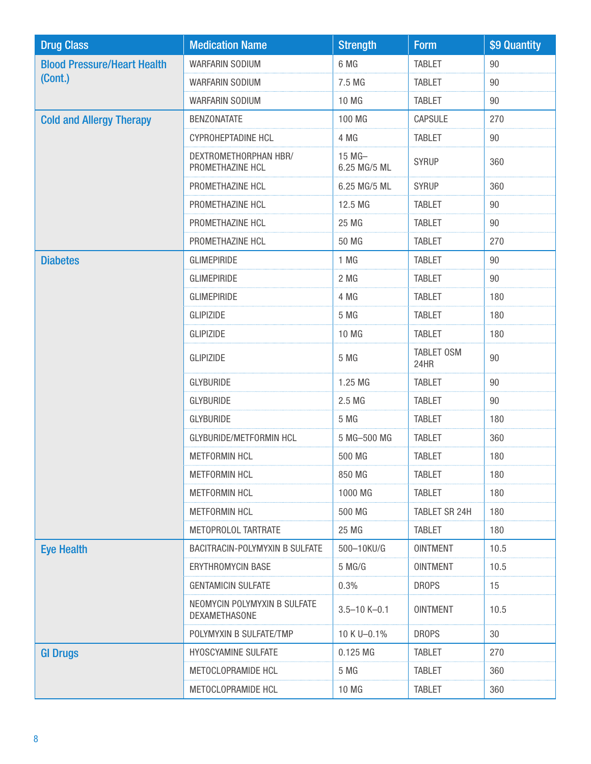| Drug Class | Medication Name | Strength | Form | $9 Quantity |
|---|---|---|---|---|
| Blood Pressure/Heart Health (Cont.) | WARFARIN SODIUM | 6 MG | TABLET | 90 |
| | WARFARIN SODIUM | 7.5 MG | TABLET | 90 |
| | WARFARIN SODIUM | 10 MG | TABLET | 90 |
| Cold and Allergy Therapy | BENZONATATE | 100 MG | CAPSULE | 270 |
| | CYPROHEPTADINE HCL | 4 MG | TABLET | 90 |
| | DEXTROMETHORPHAN HBR/ PROMETHAZINE HCL | 15 MG– 6.25 MG/5 ML | SYRUP | 360 |
| | PROMETHAZINE HCL | 6.25 MG/5 ML | SYRUP | 360 |
| | PROMETHAZINE HCL | 12.5 MG | TABLET | 90 |
| | PROMETHAZINE HCL | 25 MG | TABLET | 90 |
| | PROMETHAZINE HCL | 50 MG | TABLET | 270 |
| Diabetes | GLIMEPIRIDE | 1 MG | TABLET | 90 |
| | GLIMEPIRIDE | 2 MG | TABLET | 90 |
| | GLIMEPIRIDE | 4 MG | TABLET | 180 |
| | GLIPIZIDE | 5 MG | TABLET | 180 |
| | GLIPIZIDE | 10 MG | TABLET | 180 |
| | GLIPIZIDE | 5 MG | TABLET OSM 24HR | 90 |
| | GLYBURIDE | 1.25 MG | TABLET | 90 |
| | GLYBURIDE | 2.5 MG | TABLET | 90 |
| | GLYBURIDE | 5 MG | TABLET | 180 |
| | GLYBURIDE/METFORMIN HCL | 5 MG–500 MG | TABLET | 360 |
| | METFORMIN HCL | 500 MG | TABLET | 180 |
| | METFORMIN HCL | 850 MG | TABLET | 180 |
| | METFORMIN HCL | 1000 MG | TABLET | 180 |
| | METFORMIN HCL | 500 MG | TABLET SR 24H | 180 |
| | METOPROLOL TARTRATE | 25 MG | TABLET | 180 |
| Eye Health | BACITRACIN-POLYMYXIN B SULFATE | 500–10KU/G | OINTMENT | 10.5 |
| | ERYTHROMYCIN BASE | 5 MG/G | OINTMENT | 10.5 |
| | GENTAMICIN SULFATE | 0.3% | DROPS | 15 |
| | NEOMYCIN POLYMYXIN B SULFATE DEXAMETHASONE | 3.5–10 K–0.1 | OINTMENT | 10.5 |
| | POLYMYXIN B SULFATE/TMP | 10 K U–0.1% | DROPS | 30 |
| GI Drugs | HYOSCYAMINE SULFATE | 0.125 MG | TABLET | 270 |
| | METOCLOPRAMIDE HCL | 5 MG | TABLET | 360 |
| | METOCLOPRAMIDE HCL | 10 MG | TABLET | 360 |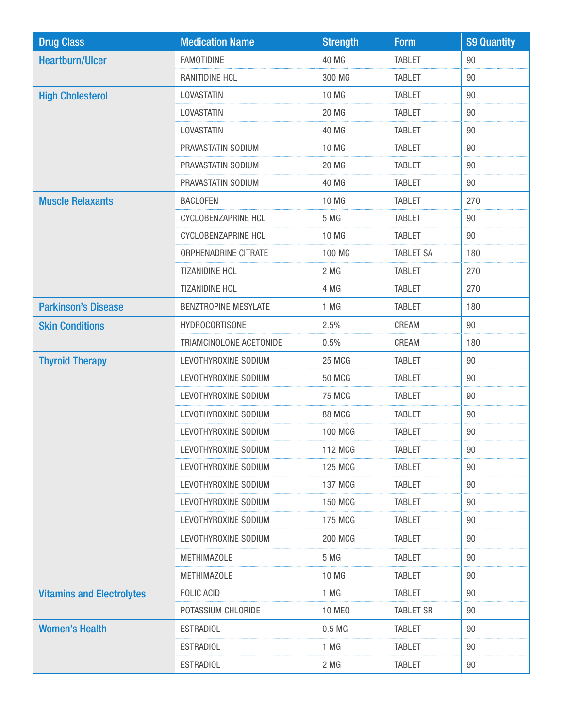| Drug Class | Medication Name | Strength | Form | $9 Quantity |
| --- | --- | --- | --- | --- |
| Heartburn/Ulcer | FAMOTIDINE | 40 MG | TABLET | 90 |
| | RANITIDINE HCL | 300 MG | TABLET | 90 |
| High Cholesterol | LOVASTATIN | 10 MG | TABLET | 90 |
| | LOVASTATIN | 20 MG | TABLET | 90 |
| | LOVASTATIN | 40 MG | TABLET | 90 |
| | PRAVASTATIN SODIUM | 10 MG | TABLET | 90 |
| | PRAVASTATIN SODIUM | 20 MG | TABLET | 90 |
| | PRAVASTATIN SODIUM | 40 MG | TABLET | 90 |
| Muscle Relaxants | BACLOFEN | 10 MG | TABLET | 270 |
| | CYCLOBENZAPRINE HCL | 5 MG | TABLET | 90 |
| | CYCLOBENZAPRINE HCL | 10 MG | TABLET | 90 |
| | ORPHENADRINE CITRATE | 100 MG | TABLET SA | 180 |
| | TIZANIDINE HCL | 2 MG | TABLET | 270 |
| | TIZANIDINE HCL | 4 MG | TABLET | 270 |
| Parkinson's Disease | BENZTROPINE MESYLATE | 1 MG | TABLET | 180 |
| Skin Conditions | HYDROCORTISONE | 2.5% | CREAM | 90 |
| | TRIAMCINOLONE ACETONIDE | 0.5% | CREAM | 180 |
| Thyroid Therapy | LEVOTHYROXINE SODIUM | 25 MCG | TABLET | 90 |
| | LEVOTHYROXINE SODIUM | 50 MCG | TABLET | 90 |
| | LEVOTHYROXINE SODIUM | 75 MCG | TABLET | 90 |
| | LEVOTHYROXINE SODIUM | 88 MCG | TABLET | 90 |
| | LEVOTHYROXINE SODIUM | 100 MCG | TABLET | 90 |
| | LEVOTHYROXINE SODIUM | 112 MCG | TABLET | 90 |
| | LEVOTHYROXINE SODIUM | 125 MCG | TABLET | 90 |
| | LEVOTHYROXINE SODIUM | 137 MCG | TABLET | 90 |
| | LEVOTHYROXINE SODIUM | 150 MCG | TABLET | 90 |
| | LEVOTHYROXINE SODIUM | 175 MCG | TABLET | 90 |
| | LEVOTHYROXINE SODIUM | 200 MCG | TABLET | 90 |
| | METHIMAZOLE | 5 MG | TABLET | 90 |
| | METHIMAZOLE | 10 MG | TABLET | 90 |
| Vitamins and Electrolytes | FOLIC ACID | 1 MG | TABLET | 90 |
| | POTASSIUM CHLORIDE | 10 MEQ | TABLET SR | 90 |
| Women's Health | ESTRADIOL | 0.5 MG | TABLET | 90 |
| | ESTRADIOL | 1 MG | TABLET | 90 |
| | ESTRADIOL | 2 MG | TABLET | 90 |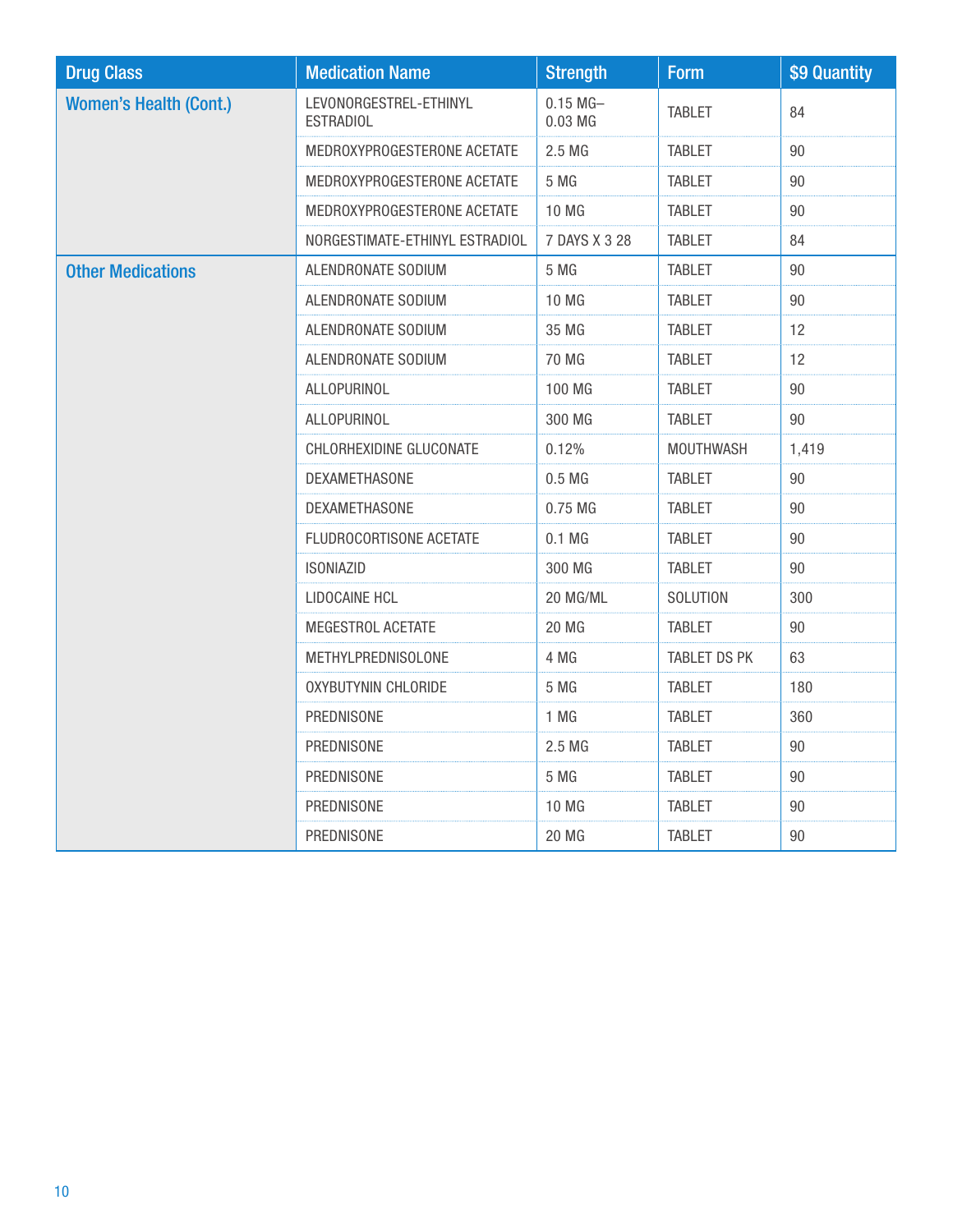| Drug Class | Medication Name | Strength | Form | $9 Quantity |
|---|---|---|---|---|
| Women's Health (Cont.) | LEVONORGESTREL-ETHINYL ESTRADIOL | 0.15 MG–0.03 MG | TABLET | 84 |
| | MEDROXYPROGESTERONE ACETATE | 2.5 MG | TABLET | 90 |
| | MEDROXYPROGESTERONE ACETATE | 5 MG | TABLET | 90 |
| | MEDROXYPROGESTERONE ACETATE | 10 MG | TABLET | 90 |
| | NORGESTIMATE-ETHINYL ESTRADIOL | 7 DAYS X 3 28 | TABLET | 84 |
| Other Medications | ALENDRONATE SODIUM | 5 MG | TABLET | 90 |
| | ALENDRONATE SODIUM | 10 MG | TABLET | 90 |
| | ALENDRONATE SODIUM | 35 MG | TABLET | 12 |
| | ALENDRONATE SODIUM | 70 MG | TABLET | 12 |
| | ALLOPURINOL | 100 MG | TABLET | 90 |
| | ALLOPURINOL | 300 MG | TABLET | 90 |
| | CHLORHEXIDINE GLUCONATE | 0.12% | MOUTHWASH | 1,419 |
| | DEXAMETHASONE | 0.5 MG | TABLET | 90 |
| | DEXAMETHASONE | 0.75 MG | TABLET | 90 |
| | FLUDROCORTISONE ACETATE | 0.1 MG | TABLET | 90 |
| | ISONIAZID | 300 MG | TABLET | 90 |
| | LIDOCAINE HCL | 20 MG/ML | SOLUTION | 300 |
| | MEGESTROL ACETATE | 20 MG | TABLET | 90 |
| | METHYLPREDNISOLONE | 4 MG | TABLET DS PK | 63 |
| | OXYBUTYNIN CHLORIDE | 5 MG | TABLET | 180 |
| | PREDNISONE | 1 MG | TABLET | 360 |
| | PREDNISONE | 2.5 MG | TABLET | 90 |
| | PREDNISONE | 5 MG | TABLET | 90 |
| | PREDNISONE | 10 MG | TABLET | 90 |
| | PREDNISONE | 20 MG | TABLET | 90 |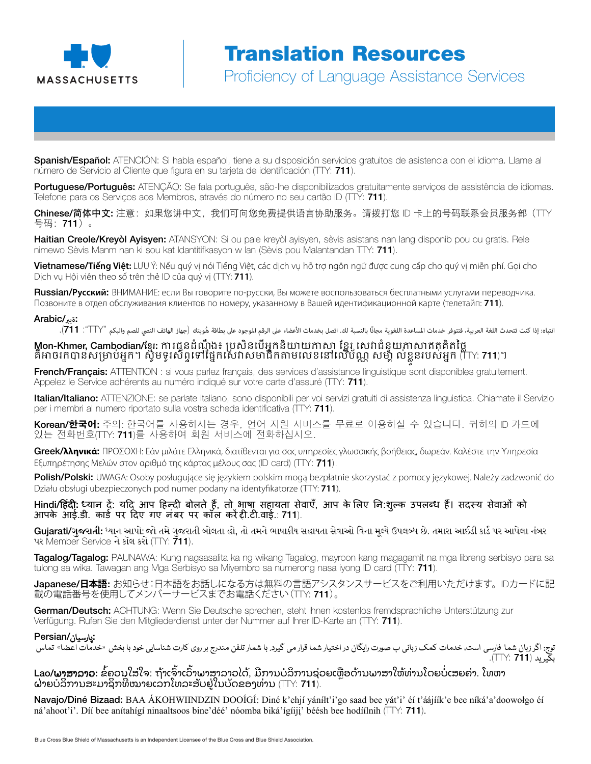# Translation Resources

## Proficiency of Language Assistance Services

**Spanish/Español:** ATENCIÓN: Si habla español, tiene a su disposición servicios gratuitos de asistencia con el idioma. Llame al número de Servicio al Cliente que figura en su tarjeta de identificación (TTY: **711**).

**Portuguese/Português:** ATENÇÃO: Se fala português, são-lhe disponibilizados gratuitamente serviços de assistência de idiomas. Telefone para os Serviços aos Membros, através do número no seu cartão ID (TTY: **711**).

**Chinese/简体中文:** 注意：如果您讲中文，我们可向您免费提供语言协助服务。请拨打您 ID 卡上的号码联系会员服务部（TTY 号码：**711**）。

**Haitian Creole/Kreyòl Ayisyen:** ATANSYON: Si ou pale kreyòl ayisyen, sèvis asistans nan lang disponib pou ou gratis. Rele nimewo Sèvis Manm nan ki sou kat Idantitifkasyon w lan (Sèvis pou Malantandan TTY: **711**).

**Vietnamese/Tiếng Việt:** LƯU Ý: Nếu quý vị nói Tiếng Việt, các dịch vụ hỗ trợ ngôn ngữ được cung cấp cho quý vị miễn phí. Gọi cho Dịch vụ Hội viên theo số trên thẻ ID của quý vị (TTY: **711**).

**Russian/Русский:** ВНИМАНИЕ: если Вы говорите по-русски, Вы можете воспользоваться бесплатными услугами переводчика. Позвоните в отдел обслуживания клиентов по номеру, указанному в Вашей идентификационной карте (телетайп: **711**).

**Arabic/ةيبرعلا:**

انتباه: إذا كنت تتحدث اللغة العربية، فتتوفر خدمات المساعدة اللغوية مجانًا بالنسبة لك. اتصل بخدمات الأعضاء على الرقم الموجود على بطاقة هُويتك (جهاز الهاتف النصي للصم والبكم "TTY": **711**).

**Mon-Khmer, Cambodian/ខ្មែរ:** ការជូនដំណឹង៖ ប្រសិនបើអ្នកនិយាយភាសា ខ្មែរ សេវាជំនួយភាសាឥតគិតថ្លៃ គឺអាចរកបានសម្រាប់អ្នក។ សូមទូរស័ព្ទទៅផ្នែកសេវាសមាជិកតាមលេខនៅលើប័ណ្ណ សម្គាល់ខ្លួនរបស់អ្នក (TTY: **711**)។

**French/Français:** ATTENTION : si vous parlez français, des services d'assistance linguistique sont disponibles gratuitement. Appelez le Service adhérents au numéro indiqué sur votre carte d'assuré (TTY: **711**).

**Italian/Italiano:** ATTENZIONE: se parlate italiano, sono disponibili per voi servizi gratuiti di assistenza linguistica. Chiamate il Servizio per i membri al numero riportato sulla vostra scheda identificativa (TTY: **711**).

**Korean/한국어:** 주의: 한국어를 사용하시는 경우, 언어 지원 서비스를 무료로 이용하실 수 있습니다. 귀하의 ID 카드에 있는 전화번호(TTY: **711**)를 사용하여 회원 서비스에 전화하십시오.

**Greek/λληνικά:** ΠΡΟΣΟΧΗ: Εάν μιλάτε Ελληνικά, διατίθενται για σας υπηρεσίες γλωσσικής βοήθειας, δωρεάν. Καλέστε την Υπηρεσία Εξυπηρέτησης Μελών στον αριθμό της κάρτας μέλους σας (ID card) (TTY: **711**).

**Polish/Polski:** UWAGA: Osoby posługujące się językiem polskim mogą bezpłatnie skorzystać z pomocy językowej. Należy zadzwonić do Działu obsługi ubezpieczonych pod numer podany na identyfikatorze (TTY: **711**).

**Hindi/हिंदी:** ध्यान दें: यदि आप हिन्दी बोलते हैं, तो भाषा सहायता सेवाएँ, आप के लिए नि:शुल्क उपलब्ध हैं। सदस्य सेवाओं को आपके आई.डी. कार्ड पर दिए गए नंबर पर कॉल करें टी.टी.वाई.: **711**).

**Gujarati/ગુજરાતી:** ધ્યાન આપો: જો તમે ગુજરાતી બોલતા હો, તો તમને ભાષાકીય સહાયતા સેવાઓ વિના મૂલ્યે ઉપલબ્ધ છે. તમારા આઈડી કાર્ડ પર આપેલા નંબર પર Member Service ને કૉલ કરો (TTY: **711**).

**Tagalog/Tagalog:** PAUNAWA: Kung nagsasalita ka ng wikang Tagalog, mayroon kang magagamit na mga libreng serbisyo para sa tulong sa wika. Tawagan ang Mga Serbisyo sa Miyembro sa numerong nasa iyong ID card (TTY: **711**).

**Japanese/日本語:** お知らせ：日本語をお話しになる方は無料の言語アシスタンスサービスをご利用いただけます。IDカードに記載の電話番号を使用してメンバーサービスまでお電話ください（TTY: **711**）。

**German/Deutsch:** ACHTUNG: Wenn Sie Deutsche sprechen, steht Ihnen kostenlos fremdsprachliche Unterstützung zur Verfügung. Rufen Sie den Mitgliederdienst unter der Nummer auf Ihrer ID-Karte an (TTY: **711**).

**Persian/پارسیان:**

توجه: اگر زبان شما فارسی است، خدمات کمک زبانی ب صورت رایگان در اختیار شما قرار می گیرد. با شماره تلفن مندرج بر روی کارت شناسایی خود با بخش «خدمات اعضا» تماس بگیرید (TTY: **711**).

**Lao/ພາສາລາວ:** ຂໍ້ຄວນໃສ່ໃຈ: ຖ້າເຈົ້າເວົ້າພາສາລາວໄດ້, ມີການບໍລິການຊ່ວຍເຫຼືອດ້ານພາສາໃຫ້ທ່ານໂດຍບໍ່ເສຍຄ່າ. ໂທຫາ ຝ່າຍບໍລິການສະມາຊິກທີ່ໝາຍເລກໂທລະສັບຢູ່ໃນບັດຂອງທ່ານ (TTY: **711**).

**Navajo/Diné Bizaad:** BAA ÁKOHWIINDZIN DOOÍGÍ: Diné k'ehjí yáníłt'i'go saad bee yát'i' éí t'áájíík'e bee níká'a'doowołgo éí ná'ahoot'i'. Díí bee anítahígí ninaaltsoos bine'déé' nóomba biká'ígíiji' béésh bee hodíílnih (TTY: **711**).

Blue Cross Blue Shield of Massachusetts is an Independent Licensee of the Blue Cross and Blue Shield Association.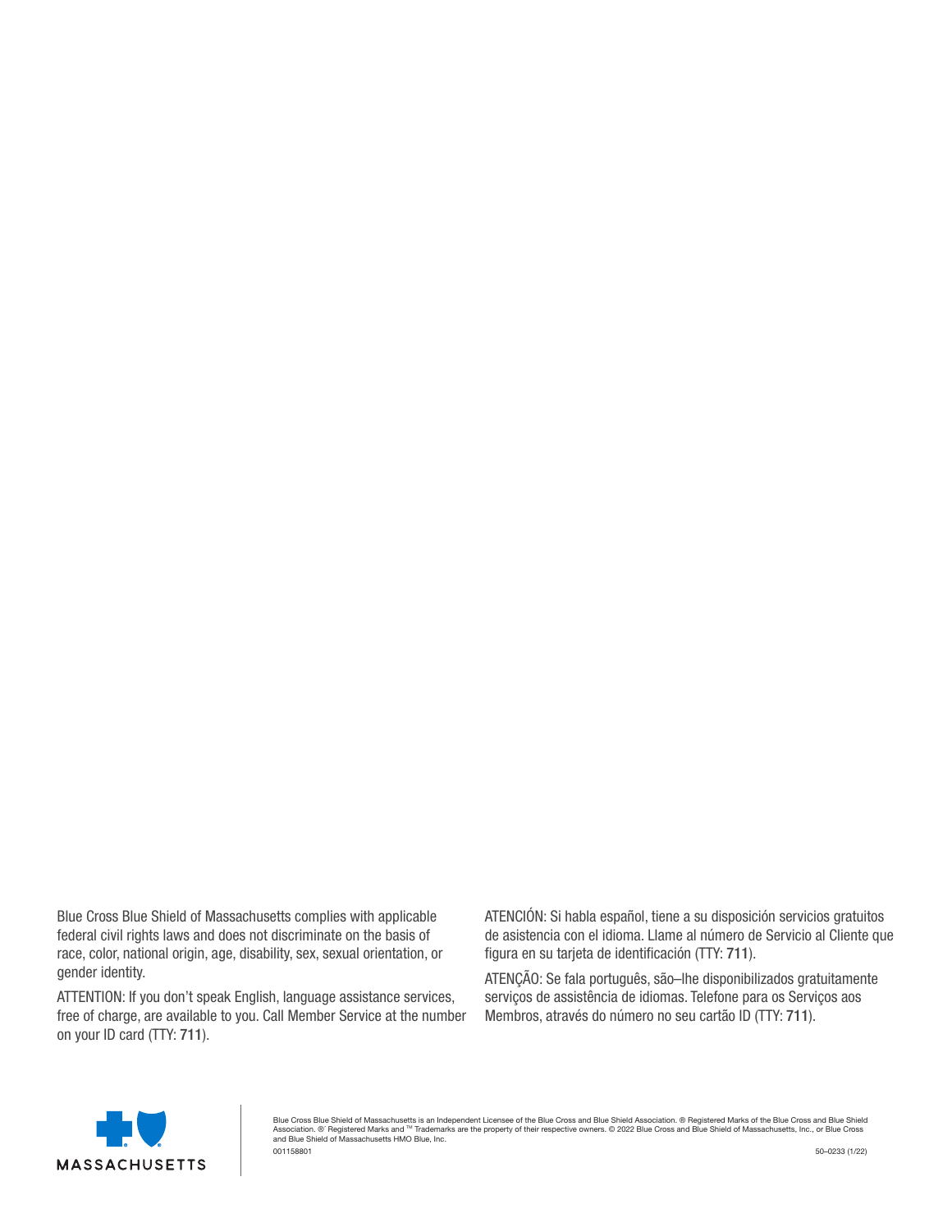Blue Cross Blue Shield of Massachusetts complies with applicable federal civil rights laws and does not discriminate on the basis of race, color, national origin, age, disability, sex, sexual orientation, or gender identity.

ATTENTION: If you don't speak English, language assistance services, free of charge, are available to you. Call Member Service at the number on your ID card (TTY: **711**).

ATENCIÓN: Si habla español, tiene a su disposición servicios gratuitos de asistencia con el idioma. Llame al número de Servicio al Cliente que figura en su tarjeta de identificación (TTY: **711**).

ATENÇÃO: Se fala português, são–lhe disponibilizados gratuitamente serviços de assistência de idiomas. Telefone para os Serviços aos Membros, através do número no seu cartão ID (TTY: **711**).

MASSACHUSETTS

Blue Cross Blue Shield of Massachusetts is an Independent Licensee of the Blue Cross and Blue Shield Association. ® Registered Marks of the Blue Cross and Blue Shield Association. ®´ Registered Marks and ™ Trademarks are the property of their respective owners. © 2022 Blue Cross and Blue Shield of Massachusetts, Inc., or Blue Cross and Blue Shield of Massachusetts HMO Blue, Inc.

001158801

50–0233 (1/22)